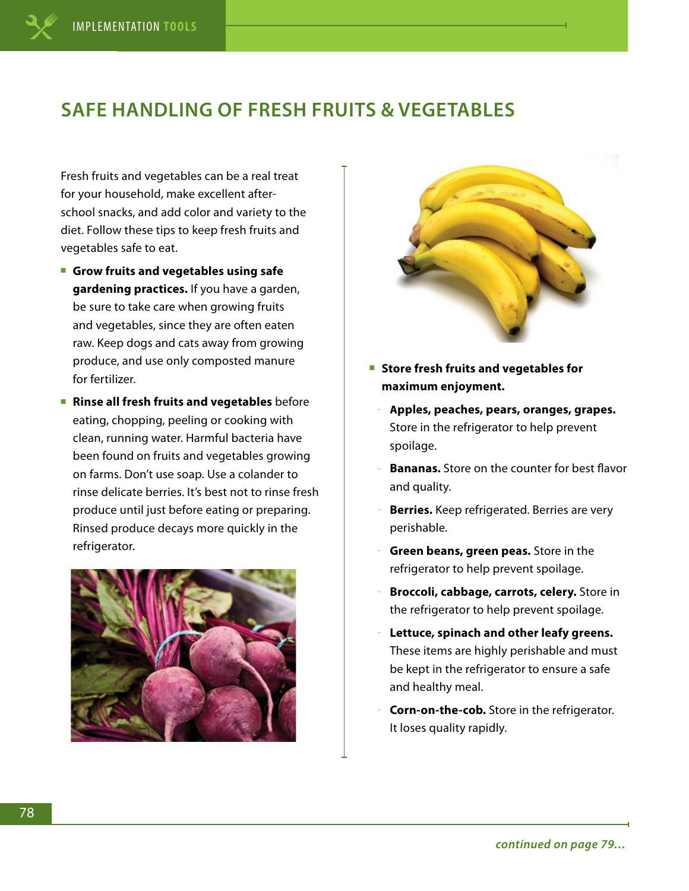## SAFE HANDLING OF FRESH FRUITS & VEGETABLES

Fresh fruits and vegetables can be a real treat for your household, make excellent after-school snacks, and add color and variety to the diet. Follow these tips to keep fresh fruits and vegetables safe to eat.

- **Grow fruits and vegetables using safe gardening practices.** If you have a garden, be sure to take care when growing fruits and vegetables, since they are often eaten raw. Keep dogs and cats away from growing produce, and use only composted manure for fertilizer.
- **Rinse all fresh fruits and vegetables** before eating, chopping, peeling or cooking with clean, running water. Harmful bacteria have been found on fruits and vegetables growing on farms. Don't use soap. Use a colander to rinse delicate berries. It's best not to rinse fresh produce until just before eating or preparing. Rinsed produce decays more quickly in the refrigerator.
- **Store fresh fruits and vegetables for maximum enjoyment.**
  - **Apples, peaches, pears, oranges, grapes.** Store in the refrigerator to help prevent spoilage.
  - **Bananas.** Store on the counter for best flavor and quality.
  - **Berries.** Keep refrigerated. Berries are very perishable.
  - **Green beans, green peas.** Store in the refrigerator to help prevent spoilage.
  - **Broccoli, cabbage, carrots, celery.** Store in the refrigerator to help prevent spoilage.
  - **Lettuce, spinach and other leafy greens.** These items are highly perishable and must be kept in the refrigerator to ensure a safe and healthy meal.
  - **Corn-on-the-cob.** Store in the refrigerator. It loses quality rapidly.

*continued on page 79...*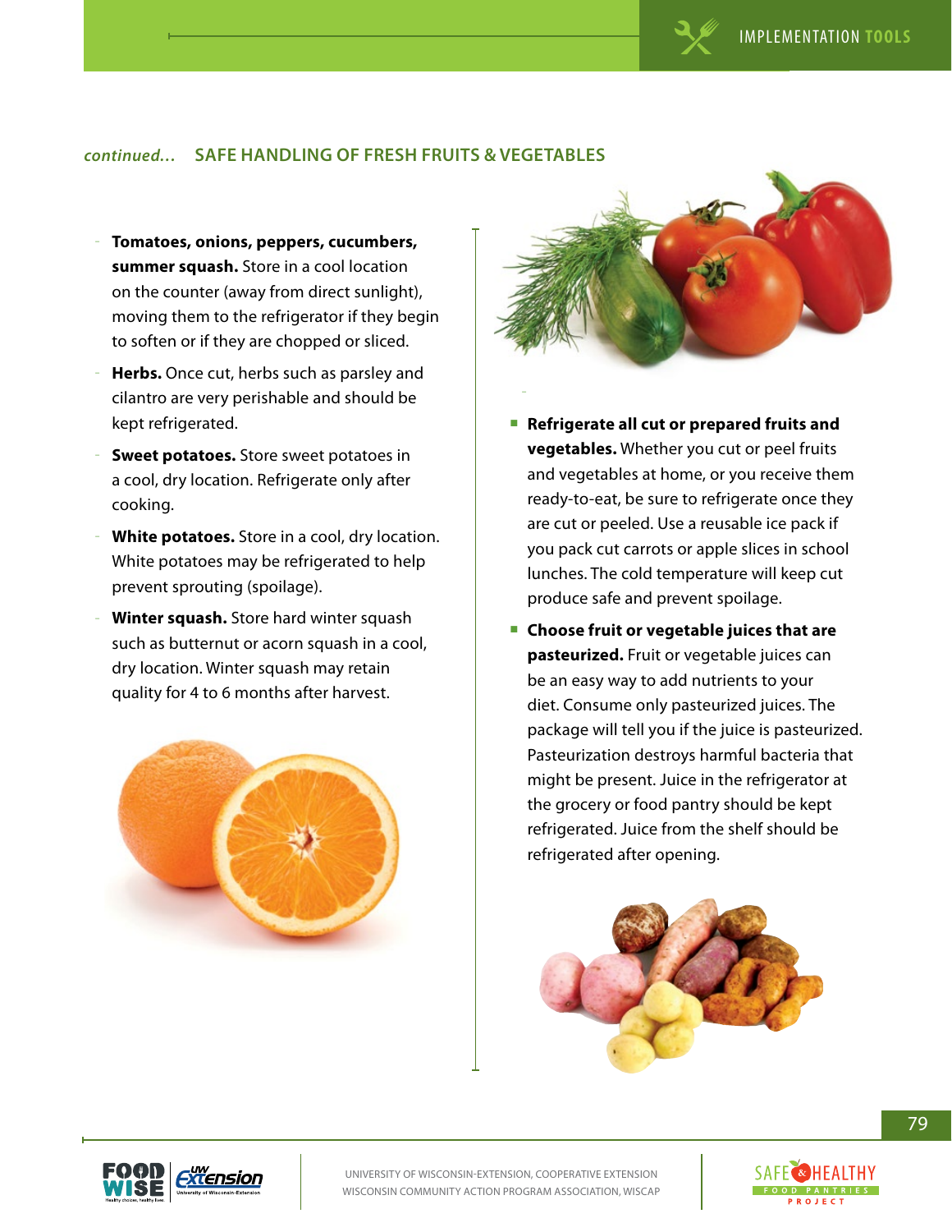*continued...* **SAFE HANDLING OF FRESH FRUITS & VEGETABLES**

- **Tomatoes, onions, peppers, cucumbers, summer squash.** Store in a cool location on the counter (away from direct sunlight), moving them to the refrigerator if they begin to soften or if they are chopped or sliced.
- **Herbs.** Once cut, herbs such as parsley and cilantro are very perishable and should be kept refrigerated.
- **Sweet potatoes.** Store sweet potatoes in a cool, dry location. Refrigerate only after cooking.
- **White potatoes.** Store in a cool, dry location. White potatoes may be refrigerated to help prevent sprouting (spoilage).
- **Winter squash.** Store hard winter squash such as butternut or acorn squash in a cool, dry location. Winter squash may retain quality for 4 to 6 months after harvest.

- **Refrigerate all cut or prepared fruits and vegetables.** Whether you cut or peel fruits and vegetables at home, or you receive them ready-to-eat, be sure to refrigerate once they are cut or peeled. Use a reusable ice pack if you pack cut carrots or apple slices in school lunches. The cold temperature will keep cut produce safe and prevent spoilage.
- **Choose fruit or vegetable juices that are pasteurized.** Fruit or vegetable juices can be an easy way to add nutrients to your diet. Consume only pasteurized juices. The package will tell you if the juice is pasteurized. Pasteurization destroys harmful bacteria that might be present. Juice in the refrigerator at the grocery or food pantry should be kept refrigerated. Juice from the shelf should be refrigerated after opening.